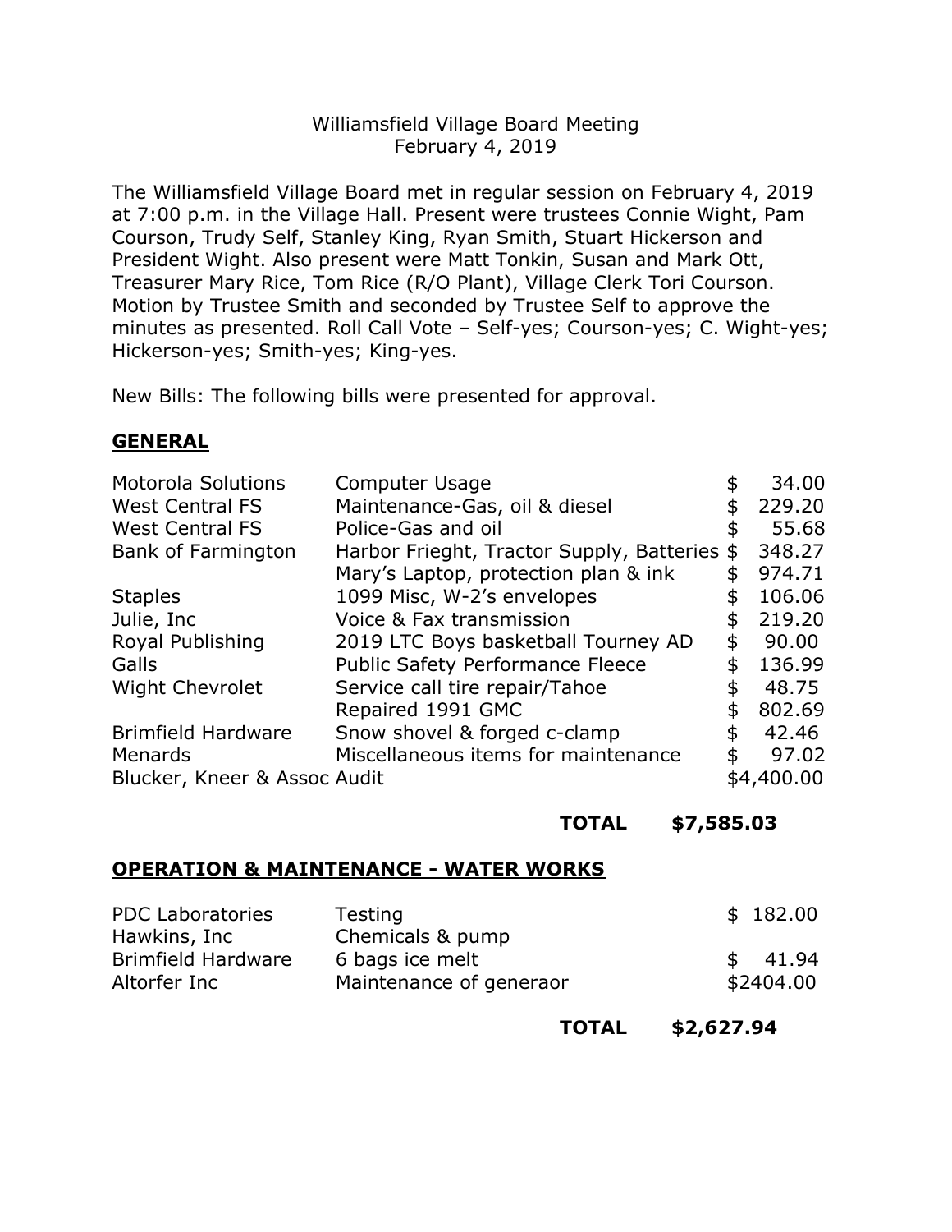Williamsfield Village Board Meeting
February 4, 2019

The Williamsfield Village Board met in regular session on February 4, 2019 at 7:00 p.m. in the Village Hall. Present were trustees Connie Wight, Pam Courson, Trudy Self, Stanley King, Ryan Smith, Stuart Hickerson and President Wight. Also present were Matt Tonkin, Susan and Mark Ott, Treasurer Mary Rice, Tom Rice (R/O Plant), Village Clerk Tori Courson. Motion by Trustee Smith and seconded by Trustee Self to approve the minutes as presented. Roll Call Vote – Self-yes; Courson-yes; C. Wight-yes; Hickerson-yes; Smith-yes; King-yes.

New Bills: The following bills were presented for approval.

## GENERAL

| | | |
|---|---|---|
| Motorola Solutions | Computer Usage | $ 34.00 |
| West Central FS | Maintenance-Gas, oil & diesel | $ 229.20 |
| West Central FS | Police-Gas and oil | $ 55.68 |
| Bank of Farmington | Harbor Frieght, Tractor Supply, Batteries | $ 348.27 |
| | Mary's Laptop, protection plan & ink | $ 974.71 |
| Staples | 1099 Misc, W-2's envelopes | $ 106.06 |
| Julie, Inc | Voice & Fax transmission | $ 219.20 |
| Royal Publishing | 2019 LTC Boys basketball Tourney AD | $ 90.00 |
| Galls | Public Safety Performance Fleece | $ 136.99 |
| Wight Chevrolet | Service call tire repair/Tahoe | $ 48.75 |
| | Repaired 1991 GMC | $ 802.69 |
| Brimfield Hardware | Snow shovel & forged c-clamp | $ 42.46 |
| Menards | Miscellaneous items for maintenance | $ 97.02 |
| Blucker, Kneer & Assoc | Audit | $4,400.00 |

**TOTAL $7,585.03**

## OPERATION & MAINTENANCE - WATER WORKS

| | | |
|---|---|---|
| PDC Laboratories | Testing | $ 182.00 |
| Hawkins, Inc | Chemicals & pump | |
| Brimfield Hardware | 6 bags ice melt | $ 41.94 |
| Altorfer Inc | Maintenance of generaor | $2404.00 |

**TOTAL $2,627.94**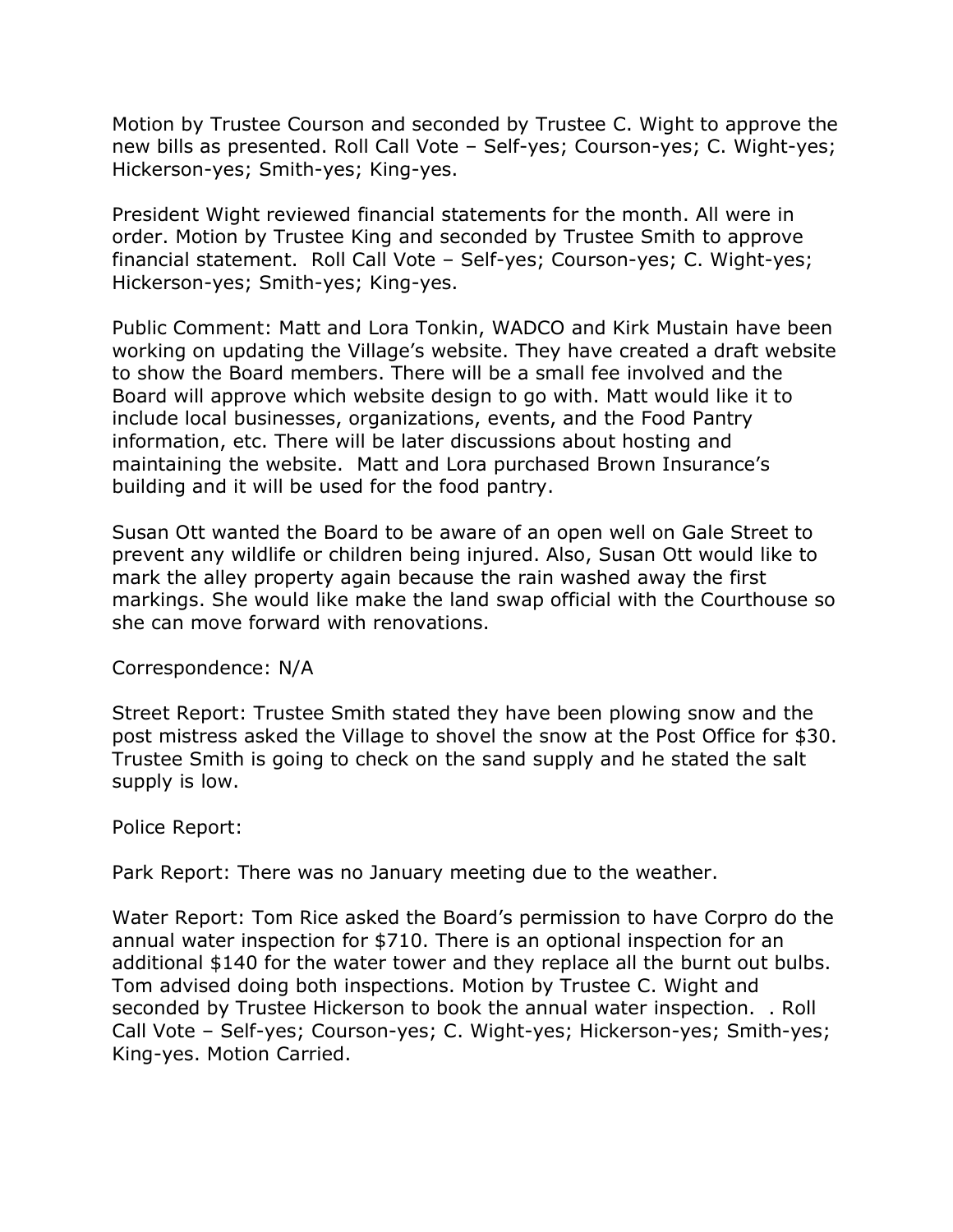Motion by Trustee Courson and seconded by Trustee C. Wight to approve the new bills as presented. Roll Call Vote – Self-yes; Courson-yes; C. Wight-yes; Hickerson-yes; Smith-yes; King-yes.

President Wight reviewed financial statements for the month. All were in order. Motion by Trustee King and seconded by Trustee Smith to approve financial statement. Roll Call Vote – Self-yes; Courson-yes; C. Wight-yes; Hickerson-yes; Smith-yes; King-yes.

Public Comment: Matt and Lora Tonkin, WADCO and Kirk Mustain have been working on updating the Village's website. They have created a draft website to show the Board members. There will be a small fee involved and the Board will approve which website design to go with. Matt would like it to include local businesses, organizations, events, and the Food Pantry information, etc. There will be later discussions about hosting and maintaining the website. Matt and Lora purchased Brown Insurance's building and it will be used for the food pantry.

Susan Ott wanted the Board to be aware of an open well on Gale Street to prevent any wildlife or children being injured. Also, Susan Ott would like to mark the alley property again because the rain washed away the first markings. She would like make the land swap official with the Courthouse so she can move forward with renovations.

Correspondence: N/A

Street Report: Trustee Smith stated they have been plowing snow and the post mistress asked the Village to shovel the snow at the Post Office for $30. Trustee Smith is going to check on the sand supply and he stated the salt supply is low.

Police Report:

Park Report: There was no January meeting due to the weather.

Water Report: Tom Rice asked the Board's permission to have Corpro do the annual water inspection for $710. There is an optional inspection for an additional $140 for the water tower and they replace all the burnt out bulbs. Tom advised doing both inspections. Motion by Trustee C. Wight and seconded by Trustee Hickerson to book the annual water inspection. . Roll Call Vote – Self-yes; Courson-yes; C. Wight-yes; Hickerson-yes; Smith-yes; King-yes. Motion Carried.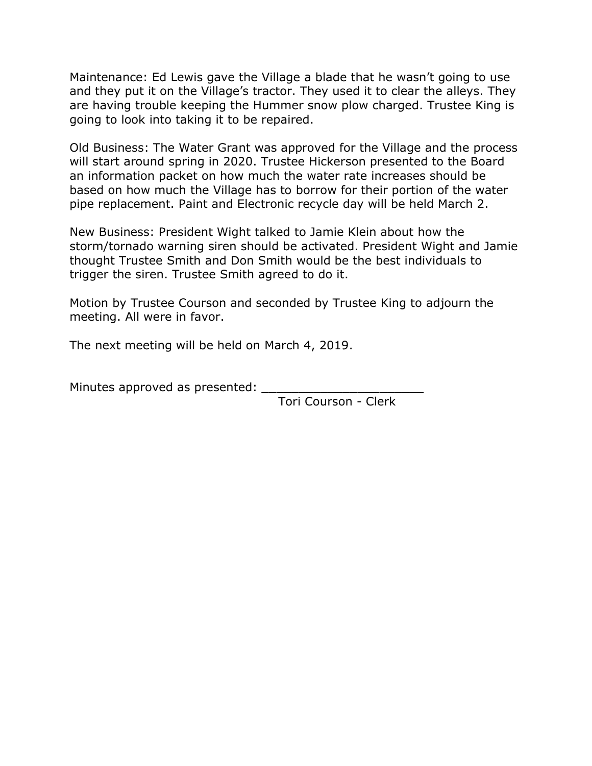Maintenance: Ed Lewis gave the Village a blade that he wasn't going to use and they put it on the Village's tractor. They used it to clear the alleys. They are having trouble keeping the Hummer snow plow charged. Trustee King is going to look into taking it to be repaired.

Old Business: The Water Grant was approved for the Village and the process will start around spring in 2020. Trustee Hickerson presented to the Board an information packet on how much the water rate increases should be based on how much the Village has to borrow for their portion of the water pipe replacement. Paint and Electronic recycle day will be held March 2.

New Business: President Wight talked to Jamie Klein about how the storm/tornado warning siren should be activated. President Wight and Jamie thought Trustee Smith and Don Smith would be the best individuals to trigger the siren. Trustee Smith agreed to do it.

Motion by Trustee Courson and seconded by Trustee King to adjourn the meeting. All were in favor.

The next meeting will be held on March 4, 2019.

Minutes approved as presented: ______________________
Tori Courson - Clerk